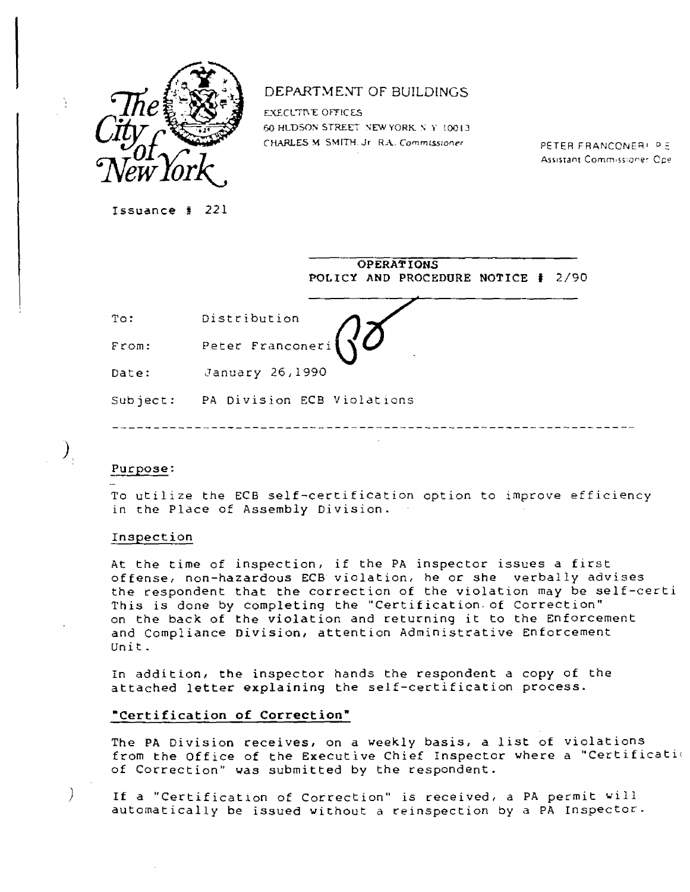The City of New York

DEPARTMENT OF BUILDINGS

EXECUTIVE OFFICES
60 HUDSON STREET NEW YORK N Y 10013
CHARLES M SMITH Jr R.A. *Commissioner*

PETER FRANCONERI P E
Assistant Commissioner Ope

Issuance # 221

**OPERATIONS**
**POLICY AND PROCEDURE NOTICE # 2/90**

To: Distribution

From: Peter Franconeri

Date: January 26,1990

Subject: PA Division ECB Violations

---

## Purpose:

To utilize the ECB self-certification option to improve efficiency in the Place of Assembly Division.

## Inspection

At the time of inspection, if the PA inspector issues a first offense, non-hazardous ECB violation, he or she verbally advises the respondent that the correction of the violation may be self-certi This is done by completing the "Certification of Correction" on the back of the violation and returning it to the Enforcement and Compliance Division, attention Administrative Enforcement Unit.

In addition, the inspector hands the respondent a copy of the attached letter explaining the self-certification process.

## "Certification of Correction"

The PA Division receives, on a weekly basis, a list of violations from the Office of the Executive Chief Inspector where a "Certificati of Correction" was submitted by the respondent.

If a "Certification of Correction" is received, a PA permit will automatically be issued without a reinspection by a PA Inspector.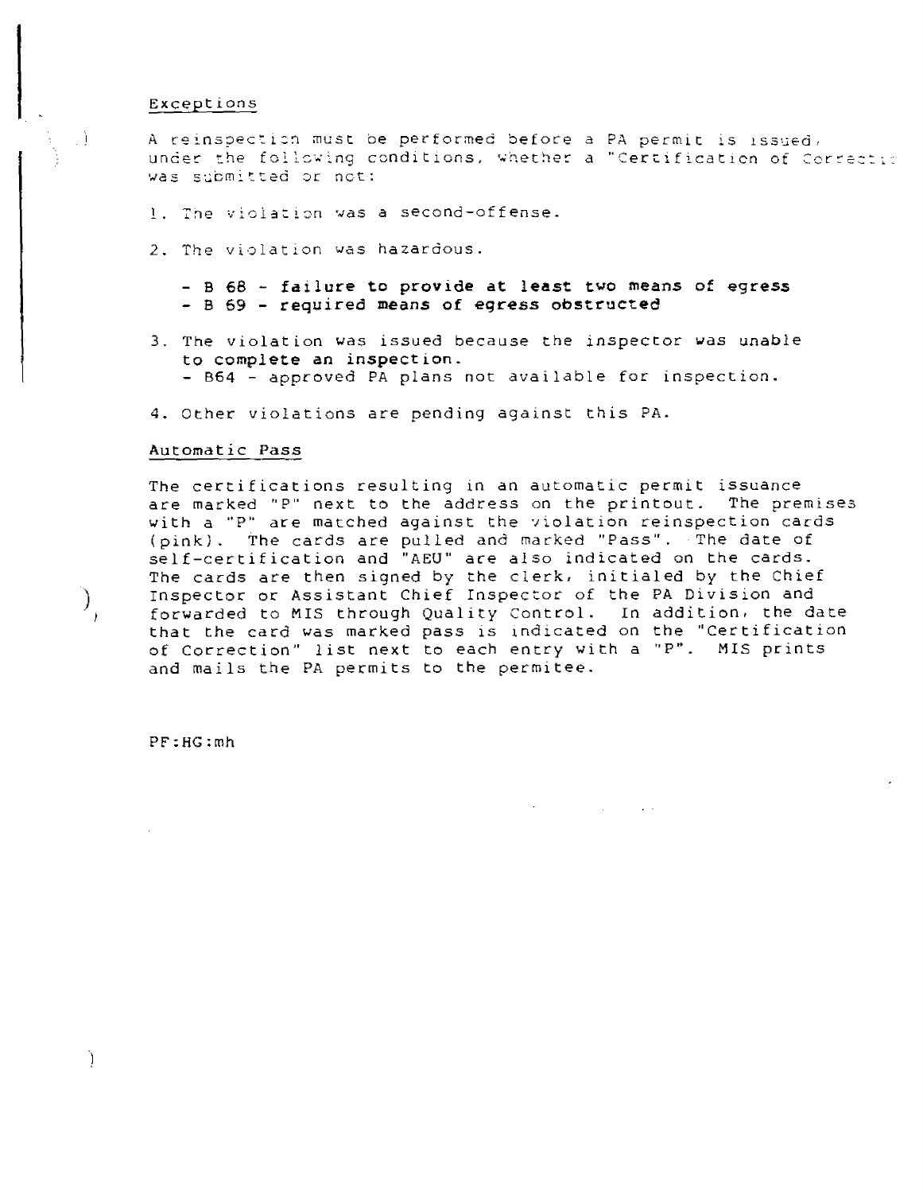Exceptions

A reinspection must be performed before a PA permit is issued, under the following conditions, whether a "Certification of Correcti was submitted or not:

1. The violation was a second-offense.

2. The violation was hazardous.

   - **B 68 - failure to provide at least two means of egress**
   - **B 69 - required means of egress obstructed**

3. The violation was issued because the inspector was unable **to complete an inspection.**
   - B64 - approved PA plans not available for inspection.

4. Other violations are pending against this PA.

Automatic Pass

The certifications resulting in an automatic permit issuance are marked "P" next to the address on the printout. The premises with a "P" are matched against the violation reinspection cards (pink). The cards are pulled and marked "Pass". The date of self-certification and "AEU" are also indicated on the cards. The cards are then signed by the clerk, initialed by the Chief Inspector or Assistant Chief Inspector of the PA Division and forwarded to MIS through Quality Control. In addition, the date that the card was marked pass is indicated on the "Certification of Correction" list next to each entry with a "P". MIS prints and mails the PA permits to the permitee.

PF:HG:mh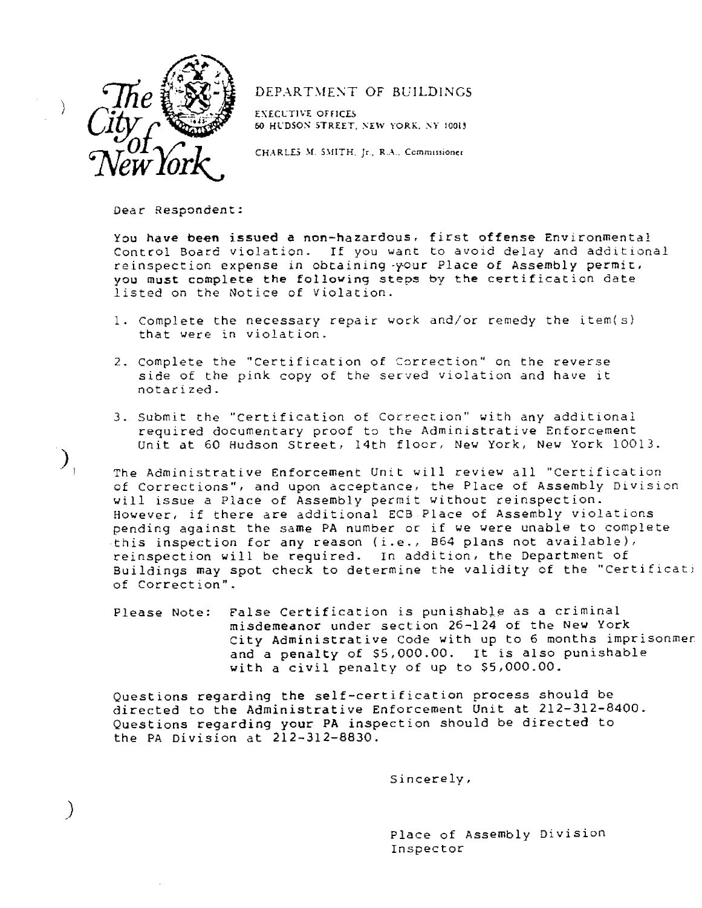The City of New York

DEPARTMENT OF BUILDINGS

EXECUTIVE OFFICES
60 HUDSON STREET, NEW YORK, NY 10013

CHARLES M. SMITH, Jr., R.A., Commissioner

Dear Respondent:

You have been issued a non-hazardous, first offense Environmental Control Board violation. If you want to avoid delay and additional reinspection expense in obtaining your Place of Assembly permit, you must complete the following steps by the certification date listed on the Notice of Violation.

1. Complete the necessary repair work and/or remedy the item(s) that were in violation.
2. Complete the "Certification of Correction" on the reverse side of the pink copy of the served violation and have it notarized.
3. Submit the "Certification of Correction" with any additional required documentary proof to the Administrative Enforcement Unit at 60 Hudson Street, 14th floor, New York, New York 10013.

The Administrative Enforcement Unit will review all "Certification of Corrections", and upon acceptance, the Place of Assembly Division will issue a Place of Assembly permit without reinspection. However, if there are additional ECB Place of Assembly violations pending against the same PA number or if we were unable to complete this inspection for any reason (i.e., B64 plans not available), reinspection will be required. In addition, the Department of Buildings may spot check to determine the validity of the "Certificati of Correction".

Please Note: False Certification is punishable as a criminal misdemeanor under section 26-124 of the New York City Administrative Code with up to 6 months imprisonmen and a penalty of $5,000.00. It is also punishable with a civil penalty of up to $5,000.00.

Questions regarding the self-certification process should be directed to the Administrative Enforcement Unit at 212-312-8400. Questions regarding your PA inspection should be directed to the PA Division at 212-312-8830.

Sincerely,

Place of Assembly Division
Inspector